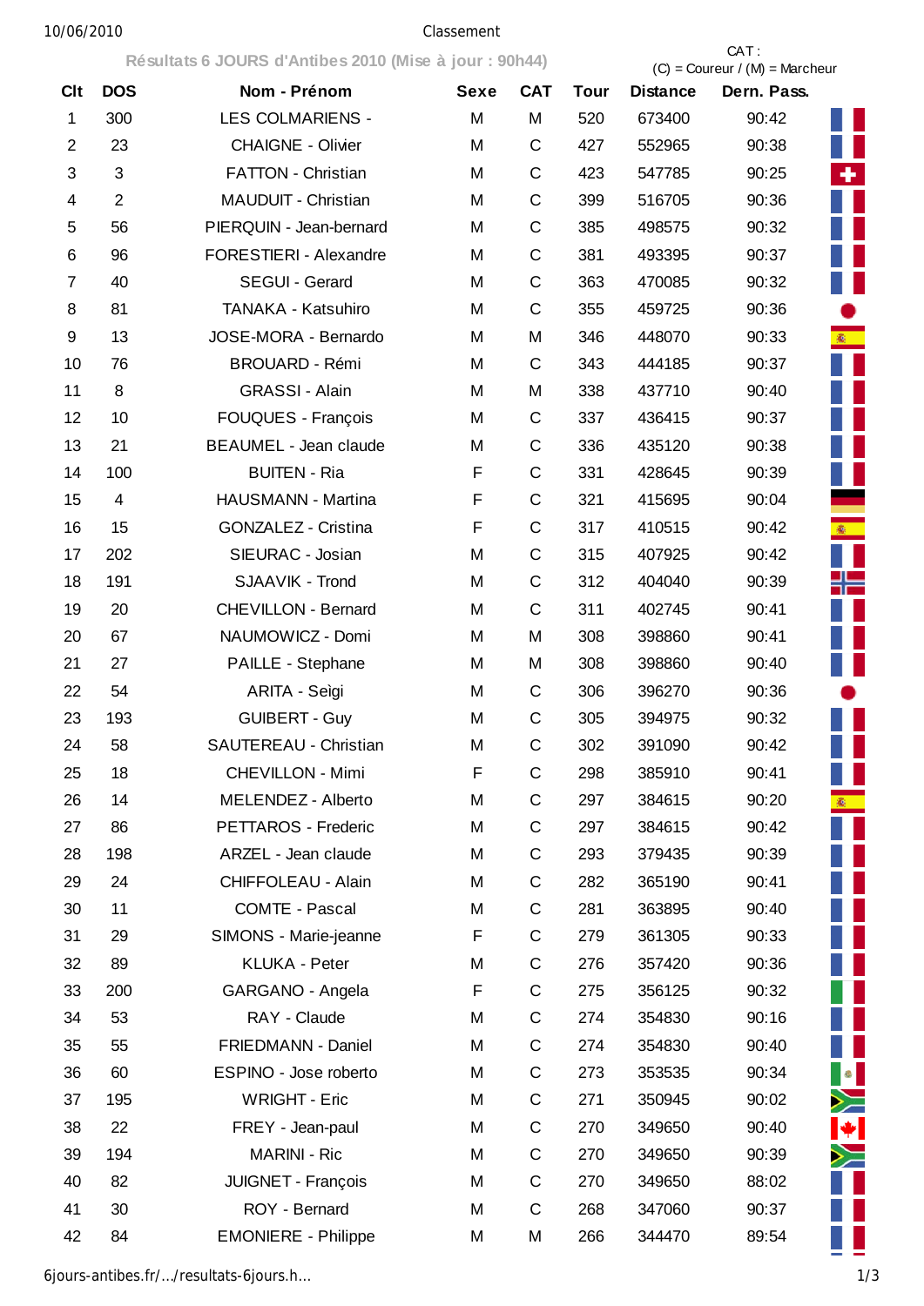Classement

**Résultats 6 JOURS d'Antibes 2010 (Mise à jour : 90h44)**

CAT : (C) = Coureur / (M) = Marcheur

| Clt | DOS | Nom - Prénom | Sexe | CAT | Tour | Distance | Dern. Pass. |
|---|---|---|---|---|---|---|---|
| 1 | 300 | LES COLMARIENS - | M | M | 520 | 673400 | 90:42 |
| 2 | 23 | CHAIGNE - Olivier | M | C | 427 | 552965 | 90:38 |
| 3 | 3 | FATTON - Christian | M | C | 423 | 547785 | 90:25 |
| 4 | 2 | MAUDUIT - Christian | M | C | 399 | 516705 | 90:36 |
| 5 | 56 | PIERQUIN - Jean-bernard | M | C | 385 | 498575 | 90:32 |
| 6 | 96 | FORESTIERI - Alexandre | M | C | 381 | 493395 | 90:37 |
| 7 | 40 | SEGUI - Gerard | M | C | 363 | 470085 | 90:32 |
| 8 | 81 | TANAKA - Katsuhiro | M | C | 355 | 459725 | 90:36 |
| 9 | 13 | JOSE-MORA - Bernardo | M | M | 346 | 448070 | 90:33 |
| 10 | 76 | BROUARD - Rémi | M | C | 343 | 444185 | 90:37 |
| 11 | 8 | GRASSI - Alain | M | M | 338 | 437710 | 90:40 |
| 12 | 10 | FOUQUES - François | M | C | 337 | 436415 | 90:37 |
| 13 | 21 | BEAUMEL - Jean claude | M | C | 336 | 435120 | 90:38 |
| 14 | 100 | BUITEN - Ria | F | C | 331 | 428645 | 90:39 |
| 15 | 4 | HAUSMANN - Martina | F | C | 321 | 415695 | 90:04 |
| 16 | 15 | GONZALEZ - Cristina | F | C | 317 | 410515 | 90:42 |
| 17 | 202 | SIEURAC - Josian | M | C | 315 | 407925 | 90:42 |
| 18 | 191 | SJAAVIK - Trond | M | C | 312 | 404040 | 90:39 |
| 19 | 20 | CHEVILLON - Bernard | M | C | 311 | 402745 | 90:41 |
| 20 | 67 | NAUMOWICZ - Domi | M | M | 308 | 398860 | 90:41 |
| 21 | 27 | PAILLE - Stephane | M | M | 308 | 398860 | 90:40 |
| 22 | 54 | ARITA - Seigi | M | C | 306 | 396270 | 90:36 |
| 23 | 193 | GUIBERT - Guy | M | C | 305 | 394975 | 90:32 |
| 24 | 58 | SAUTEREAU - Christian | M | C | 302 | 391090 | 90:42 |
| 25 | 18 | CHEVILLON - Mimi | F | C | 298 | 385910 | 90:41 |
| 26 | 14 | MELENDEZ - Alberto | M | C | 297 | 384615 | 90:20 |
| 27 | 86 | PETTAROS - Frederic | M | C | 297 | 384615 | 90:42 |
| 28 | 198 | ARZEL - Jean claude | M | C | 293 | 379435 | 90:39 |
| 29 | 24 | CHIFFOLEAU - Alain | M | C | 282 | 365190 | 90:41 |
| 30 | 11 | COMTE - Pascal | M | C | 281 | 363895 | 90:40 |
| 31 | 29 | SIMONS - Marie-jeanne | F | C | 279 | 361305 | 90:33 |
| 32 | 89 | KLUKA - Peter | M | C | 276 | 357420 | 90:36 |
| 33 | 200 | GARGANO - Angela | F | C | 275 | 356125 | 90:32 |
| 34 | 53 | RAY - Claude | M | C | 274 | 354830 | 90:16 |
| 35 | 55 | FRIEDMANN - Daniel | M | C | 274 | 354830 | 90:40 |
| 36 | 60 | ESPINO - Jose roberto | M | C | 273 | 353535 | 90:34 |
| 37 | 195 | WRIGHT - Eric | M | C | 271 | 350945 | 90:02 |
| 38 | 22 | FREY - Jean-paul | M | C | 270 | 349650 | 90:40 |
| 39 | 194 | MARINI - Ric | M | C | 270 | 349650 | 90:39 |
| 40 | 82 | JUIGNET - François | M | C | 270 | 349650 | 88:02 |
| 41 | 30 | ROY - Bernard | M | C | 268 | 347060 | 90:37 |
| 42 | 84 | EMONIERE - Philippe | M | M | 266 | 344470 | 89:54 |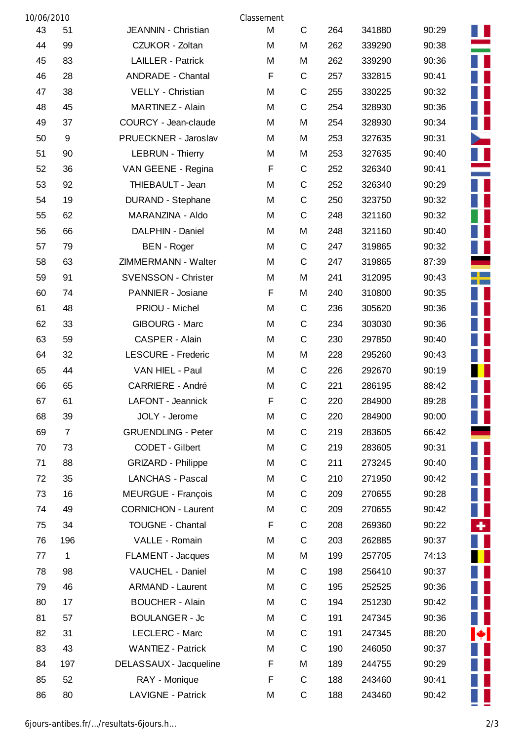Classement

| | | | | | | | | |
|---|---|---|---|---|---|---|---|---|
| 43 | 51 | JEANNIN - Christian | M | C | 264 | 341880 | 90:29 | |
| 44 | 99 | CZUKOR - Zoltan | M | M | 262 | 339290 | 90:38 | |
| 45 | 83 | LAILLER - Patrick | M | M | 262 | 339290 | 90:36 | |
| 46 | 28 | ANDRADE - Chantal | F | C | 257 | 332815 | 90:41 | |
| 47 | 38 | VELLY - Christian | M | C | 255 | 330225 | 90:32 | |
| 48 | 45 | MARTINEZ - Alain | M | C | 254 | 328930 | 90:36 | |
| 49 | 37 | COURCY - Jean-claude | M | M | 254 | 328930 | 90:34 | |
| 50 | 9 | PRUECKNER - Jaroslav | M | M | 253 | 327635 | 90:31 | |
| 51 | 90 | LEBRUN - Thierry | M | M | 253 | 327635 | 90:40 | |
| 52 | 36 | VAN GEENE - Regina | F | C | 252 | 326340 | 90:41 | |
| 53 | 92 | THIEBAULT - Jean | M | C | 252 | 326340 | 90:29 | |
| 54 | 19 | DURAND - Stephane | M | C | 250 | 323750 | 90:32 | |
| 55 | 62 | MARANZINA - Aldo | M | C | 248 | 321160 | 90:32 | |
| 56 | 66 | DALPHIN - Daniel | M | M | 248 | 321160 | 90:40 | |
| 57 | 79 | BEN - Roger | M | C | 247 | 319865 | 90:32 | |
| 58 | 63 | ZIMMERMANN - Walter | M | C | 247 | 319865 | 87:39 | |
| 59 | 91 | SVENSSON - Christer | M | M | 241 | 312095 | 90:43 | |
| 60 | 74 | PANNIER - Josiane | F | M | 240 | 310800 | 90:35 | |
| 61 | 48 | PRIOU - Michel | M | C | 236 | 305620 | 90:36 | |
| 62 | 33 | GIBOURG - Marc | M | C | 234 | 303030 | 90:36 | |
| 63 | 59 | CASPER - Alain | M | C | 230 | 297850 | 90:40 | |
| 64 | 32 | LESCURE - Frederic | M | M | 228 | 295260 | 90:43 | |
| 65 | 44 | VAN HIEL - Paul | M | C | 226 | 292670 | 90:19 | |
| 66 | 65 | CARRIERE - André | M | C | 221 | 286195 | 88:42 | |
| 67 | 61 | LAFONT - Jeannick | F | C | 220 | 284900 | 89:28 | |
| 68 | 39 | JOLY - Jerome | M | C | 220 | 284900 | 90:00 | |
| 69 | 7 | GRUENDLING - Peter | M | C | 219 | 283605 | 66:42 | |
| 70 | 73 | CODET - Gilbert | M | C | 219 | 283605 | 90:31 | |
| 71 | 88 | GRIZARD - Philippe | M | C | 211 | 273245 | 90:40 | |
| 72 | 35 | LANCHAS - Pascal | M | C | 210 | 271950 | 90:42 | |
| 73 | 16 | MEURGUE - François | M | C | 209 | 270655 | 90:28 | |
| 74 | 49 | CORNICHON - Laurent | M | C | 209 | 270655 | 90:42 | |
| 75 | 34 | TOUGNE - Chantal | F | C | 208 | 269360 | 90:22 | |
| 76 | 196 | VALLE - Romain | M | C | 203 | 262885 | 90:37 | |
| 77 | 1 | FLAMENT - Jacques | M | M | 199 | 257705 | 74:13 | |
| 78 | 98 | VAUCHEL - Daniel | M | C | 198 | 256410 | 90:37 | |
| 79 | 46 | ARMAND - Laurent | M | C | 195 | 252525 | 90:36 | |
| 80 | 17 | BOUCHER - Alain | M | C | 194 | 251230 | 90:42 | |
| 81 | 57 | BOULANGER - Jc | M | C | 191 | 247345 | 90:36 | |
| 82 | 31 | LECLERC - Marc | M | C | 191 | 247345 | 88:20 | |
| 83 | 43 | WANTIEZ - Patrick | M | C | 190 | 246050 | 90:37 | |
| 84 | 197 | DELASSAUX - Jacqueline | F | M | 189 | 244755 | 90:29 | |
| 85 | 52 | RAY - Monique | F | C | 188 | 243460 | 90:41 | |
| 86 | 80 | LAVIGNE - Patrick | M | C | 188 | 243460 | 90:42 | |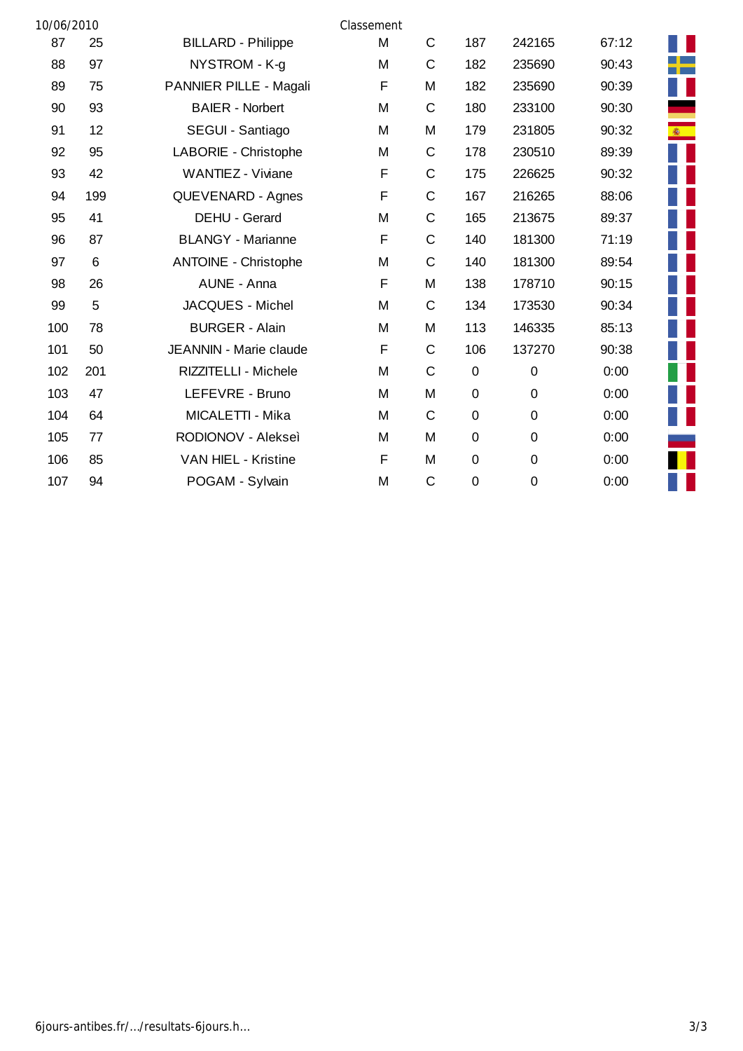| | | | | | | | | |
|---|---|---|---|---|---|---|---|---|
| 87 | 25 | BILLARD - Philippe | M | C | 187 | 242165 | 67:12 | |
| 88 | 97 | NYSTROM - K-g | M | C | 182 | 235690 | 90:43 | |
| 89 | 75 | PANNIER PILLE - Magali | F | M | 182 | 235690 | 90:39 | |
| 90 | 93 | BAIER - Norbert | M | C | 180 | 233100 | 90:30 | |
| 91 | 12 | SEGUI - Santiago | M | M | 179 | 231805 | 90:32 | |
| 92 | 95 | LABORIE - Christophe | M | C | 178 | 230510 | 89:39 | |
| 93 | 42 | WANTIEZ - Viviane | F | C | 175 | 226625 | 90:32 | |
| 94 | 199 | QUEVENARD - Agnes | F | C | 167 | 216265 | 88:06 | |
| 95 | 41 | DEHU - Gerard | M | C | 165 | 213675 | 89:37 | |
| 96 | 87 | BLANGY - Marianne | F | C | 140 | 181300 | 71:19 | |
| 97 | 6 | ANTOINE - Christophe | M | C | 140 | 181300 | 89:54 | |
| 98 | 26 | AUNE - Anna | F | M | 138 | 178710 | 90:15 | |
| 99 | 5 | JACQUES - Michel | M | C | 134 | 173530 | 90:34 | |
| 100 | 78 | BURGER - Alain | M | M | 113 | 146335 | 85:13 | |
| 101 | 50 | JEANNIN - Marie claude | F | C | 106 | 137270 | 90:38 | |
| 102 | 201 | RIZZITELLI - Michele | M | C | 0 | 0 | 0:00 | |
| 103 | 47 | LEFEVRE - Bruno | M | M | 0 | 0 | 0:00 | |
| 104 | 64 | MICALETTI - Mika | M | C | 0 | 0 | 0:00 | |
| 105 | 77 | RODIONOV - Alekseì | M | M | 0 | 0 | 0:00 | |
| 106 | 85 | VAN HIEL - Kristine | F | M | 0 | 0 | 0:00 | |
| 107 | 94 | POGAM - Sylvain | M | C | 0 | 0 | 0:00 | |